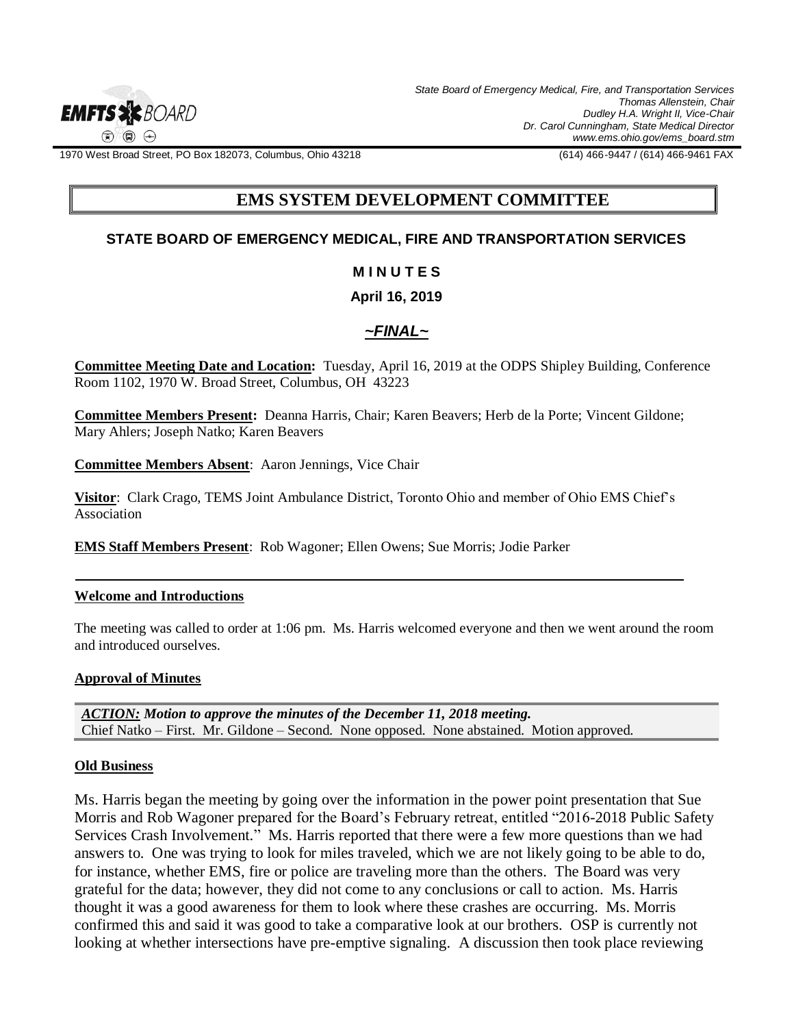State Board of Emergency Medical, Fire, and Transportation Services
Thomas Allenstein, Chair
Dudley H.A. Wright II, Vice-Chair
Dr. Carol Cunningham, State Medical Director
www.ems.ohio.gov/ems_board.stm

1970 West Broad Street, PO Box 182073, Columbus, Ohio 43218 (614) 466-9447 / (614) 466-9461 FAX

# EMS SYSTEM DEVELOPMENT COMMITTEE

## STATE BOARD OF EMERGENCY MEDICAL, FIRE AND TRANSPORTATION SERVICES

### M I N U T E S

### April 16, 2019

### *~FINAL~*

**Committee Meeting Date and Location:** Tuesday, April 16, 2019 at the ODPS Shipley Building, Conference Room 1102, 1970 W. Broad Street, Columbus, OH 43223

**Committee Members Present:** Deanna Harris, Chair; Karen Beavers; Herb de la Porte; Vincent Gildone; Mary Ahlers; Joseph Natko; Karen Beavers

**Committee Members Absent**: Aaron Jennings, Vice Chair

**Visitor**: Clark Crago, TEMS Joint Ambulance District, Toronto Ohio and member of Ohio EMS Chief's Association

**EMS Staff Members Present**: Rob Wagoner; Ellen Owens; Sue Morris; Jodie Parker

---

**Welcome and Introductions**

The meeting was called to order at 1:06 pm. Ms. Harris welcomed everyone and then we went around the room and introduced ourselves.

**Approval of Minutes**

***ACTION:** Motion to approve the minutes of the December 11, 2018 meeting.*
Chief Natko – First. Mr. Gildone – Second. None opposed. None abstained. Motion approved.

**Old Business**

Ms. Harris began the meeting by going over the information in the power point presentation that Sue Morris and Rob Wagoner prepared for the Board's February retreat, entitled "2016-2018 Public Safety Services Crash Involvement." Ms. Harris reported that there were a few more questions than we had answers to. One was trying to look for miles traveled, which we are not likely going to be able to do, for instance, whether EMS, fire or police are traveling more than the others. The Board was very grateful for the data; however, they did not come to any conclusions or call to action. Ms. Harris thought it was a good awareness for them to look where these crashes are occurring. Ms. Morris confirmed this and said it was good to take a comparative look at our brothers. OSP is currently not looking at whether intersections have pre-emptive signaling. A discussion then took place reviewing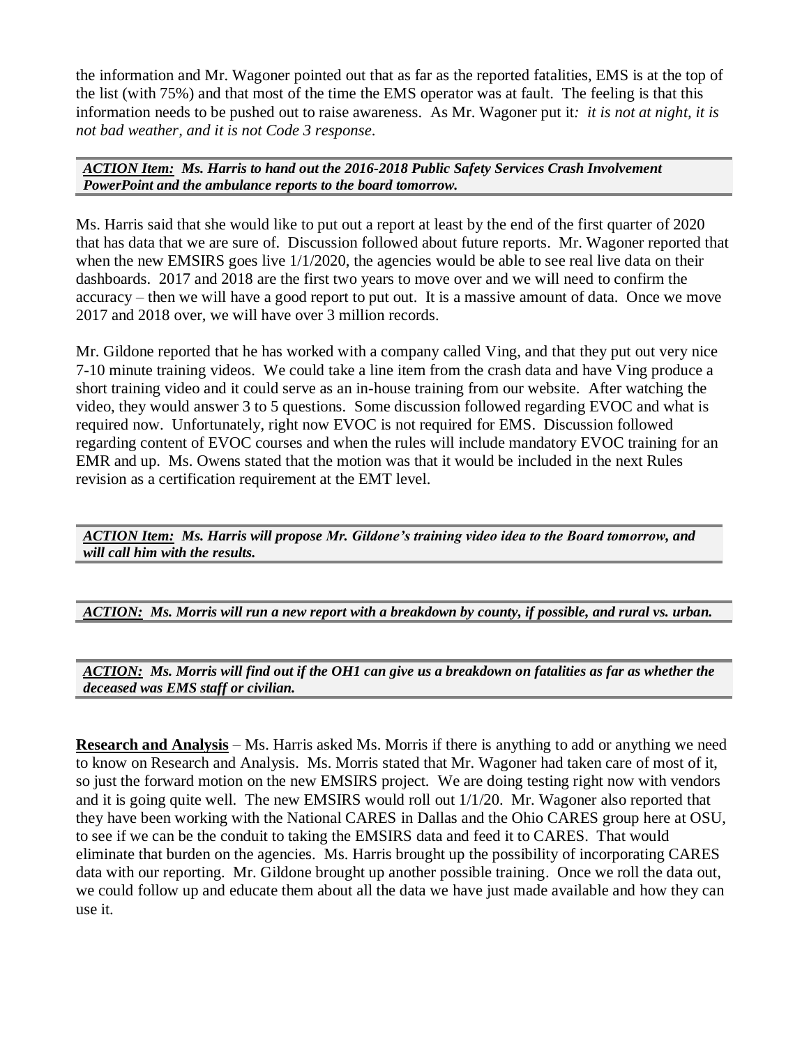the information and Mr. Wagoner pointed out that as far as the reported fatalities, EMS is at the top of the list (with 75%) and that most of the time the EMS operator was at fault. The feeling is that this information needs to be pushed out to raise awareness. As Mr. Wagoner put it*: it is not at night, it is not bad weather, and it is not Code 3 response*.

***ACTION Item:*** ***Ms. Harris to hand out the 2016-2018 Public Safety Services Crash Involvement PowerPoint and the ambulance reports to the board tomorrow.***

Ms. Harris said that she would like to put out a report at least by the end of the first quarter of 2020 that has data that we are sure of. Discussion followed about future reports. Mr. Wagoner reported that when the new EMSIRS goes live 1/1/2020, the agencies would be able to see real live data on their dashboards. 2017 and 2018 are the first two years to move over and we will need to confirm the accuracy – then we will have a good report to put out. It is a massive amount of data. Once we move 2017 and 2018 over, we will have over 3 million records.

Mr. Gildone reported that he has worked with a company called Ving, and that they put out very nice 7-10 minute training videos. We could take a line item from the crash data and have Ving produce a short training video and it could serve as an in-house training from our website. After watching the video, they would answer 3 to 5 questions. Some discussion followed regarding EVOC and what is required now. Unfortunately, right now EVOC is not required for EMS. Discussion followed regarding content of EVOC courses and when the rules will include mandatory EVOC training for an EMR and up. Ms. Owens stated that the motion was that it would be included in the next Rules revision as a certification requirement at the EMT level.

***ACTION Item:*** ***Ms. Harris will propose Mr. Gildone's training video idea to the Board tomorrow, and will call him with the results.***

***ACTION:*** ***Ms. Morris will run a new report with a breakdown by county, if possible, and rural vs. urban.***

***ACTION:*** ***Ms. Morris will find out if the OH1 can give us a breakdown on fatalities as far as whether the deceased was EMS staff or civilian.***

**Research and Analysis** – Ms. Harris asked Ms. Morris if there is anything to add or anything we need to know on Research and Analysis. Ms. Morris stated that Mr. Wagoner had taken care of most of it, so just the forward motion on the new EMSIRS project. We are doing testing right now with vendors and it is going quite well. The new EMSIRS would roll out 1/1/20. Mr. Wagoner also reported that they have been working with the National CARES in Dallas and the Ohio CARES group here at OSU, to see if we can be the conduit to taking the EMSIRS data and feed it to CARES. That would eliminate that burden on the agencies. Ms. Harris brought up the possibility of incorporating CARES data with our reporting. Mr. Gildone brought up another possible training. Once we roll the data out, we could follow up and educate them about all the data we have just made available and how they can use it.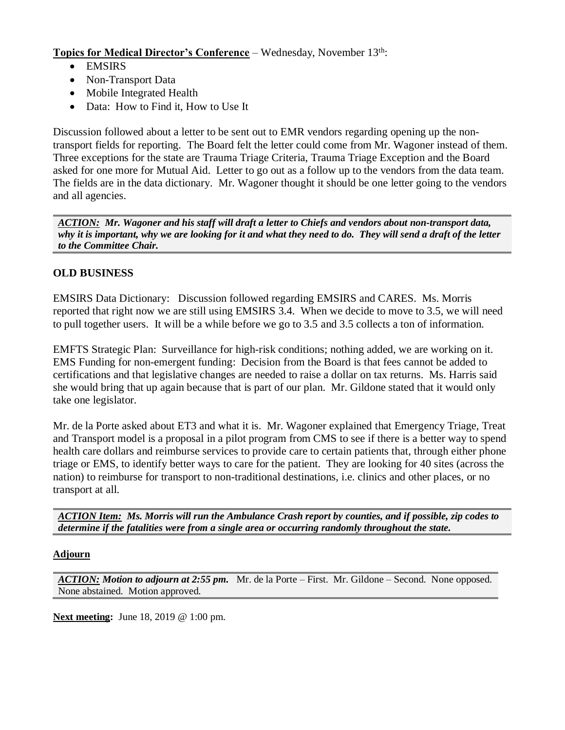**Topics for Medical Director's Conference** – Wednesday, November 13th:

- EMSIRS
- Non-Transport Data
- Mobile Integrated Health
- Data: How to Find it, How to Use It

Discussion followed about a letter to be sent out to EMR vendors regarding opening up the non-transport fields for reporting. The Board felt the letter could come from Mr. Wagoner instead of them. Three exceptions for the state are Trauma Triage Criteria, Trauma Triage Exception and the Board asked for one more for Mutual Aid. Letter to go out as a follow up to the vendors from the data team. The fields are in the data dictionary. Mr. Wagoner thought it should be one letter going to the vendors and all agencies.

***ACTION:*** ***Mr. Wagoner and his staff will draft a letter to Chiefs and vendors about non-transport data, why it is important, why we are looking for it and what they need to do. They will send a draft of the letter to the Committee Chair.***

## OLD BUSINESS

EMSIRS Data Dictionary: Discussion followed regarding EMSIRS and CARES. Ms. Morris reported that right now we are still using EMSIRS 3.4. When we decide to move to 3.5, we will need to pull together users. It will be a while before we go to 3.5 and 3.5 collects a ton of information.

EMFTS Strategic Plan: Surveillance for high-risk conditions; nothing added, we are working on it. EMS Funding for non-emergent funding: Decision from the Board is that fees cannot be added to certifications and that legislative changes are needed to raise a dollar on tax returns. Ms. Harris said she would bring that up again because that is part of our plan. Mr. Gildone stated that it would only take one legislator.

Mr. de la Porte asked about ET3 and what it is. Mr. Wagoner explained that Emergency Triage, Treat and Transport model is a proposal in a pilot program from CMS to see if there is a better way to spend health care dollars and reimburse services to provide care to certain patients that, through either phone triage or EMS, to identify better ways to care for the patient. They are looking for 40 sites (across the nation) to reimburse for transport to non-traditional destinations, i.e. clinics and other places, or no transport at all.

***ACTION Item:*** ***Ms. Morris will run the Ambulance Crash report by counties, and if possible, zip codes to determine if the fatalities were from a single area or occurring randomly throughout the state.***

**Adjourn**

***ACTION:*** ***Motion to adjourn at 2:55 pm.*** Mr. de la Porte – First. Mr. Gildone – Second. None opposed. None abstained. Motion approved.

**Next meeting:** June 18, 2019 @ 1:00 pm.